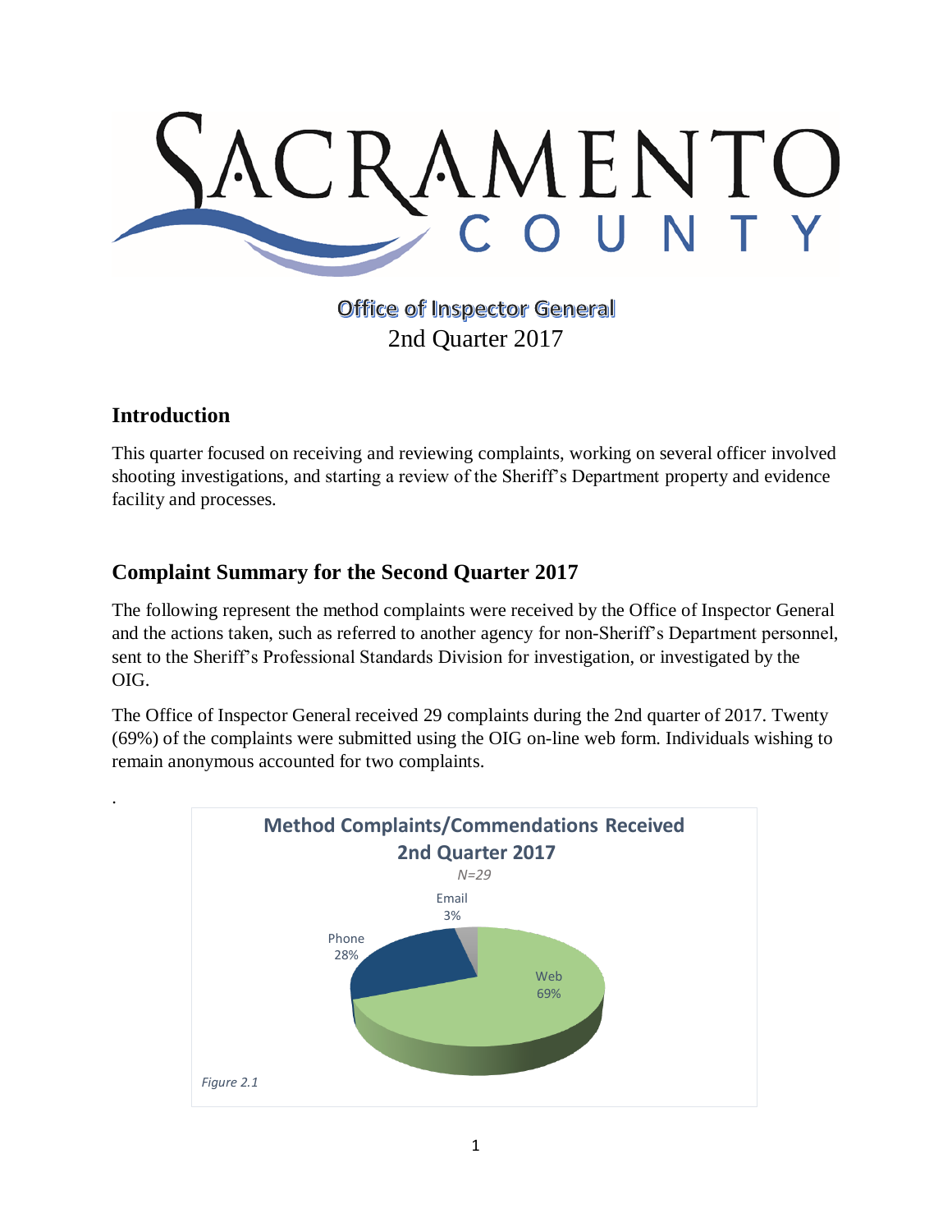# SACRAMENTO COUNTY

Office of Inspector General
2nd Quarter 2017

## Introduction

This quarter focused on receiving and reviewing complaints, working on several officer involved shooting investigations, and starting a review of the Sheriff's Department property and evidence facility and processes.

## Complaint Summary for the Second Quarter 2017

The following represent the method complaints were received by the Office of Inspector General and the actions taken, such as referred to another agency for non-Sheriff's Department personnel, sent to the Sheriff's Professional Standards Division for investigation, or investigated by the OIG.

The Office of Inspector General received 29 complaints during the 2nd quarter of 2017. Twenty (69%) of the complaints were submitted using the OIG on-line web form. Individuals wishing to remain anonymous accounted for two complaints.

.

**Method Complaints/Commendations Received 2nd Quarter 2017**

*N=29*

| Method | Percent |
|---|---|
| Web | 69% |
| Phone | 28% |
| Email | 3% |

*Figure 2.1*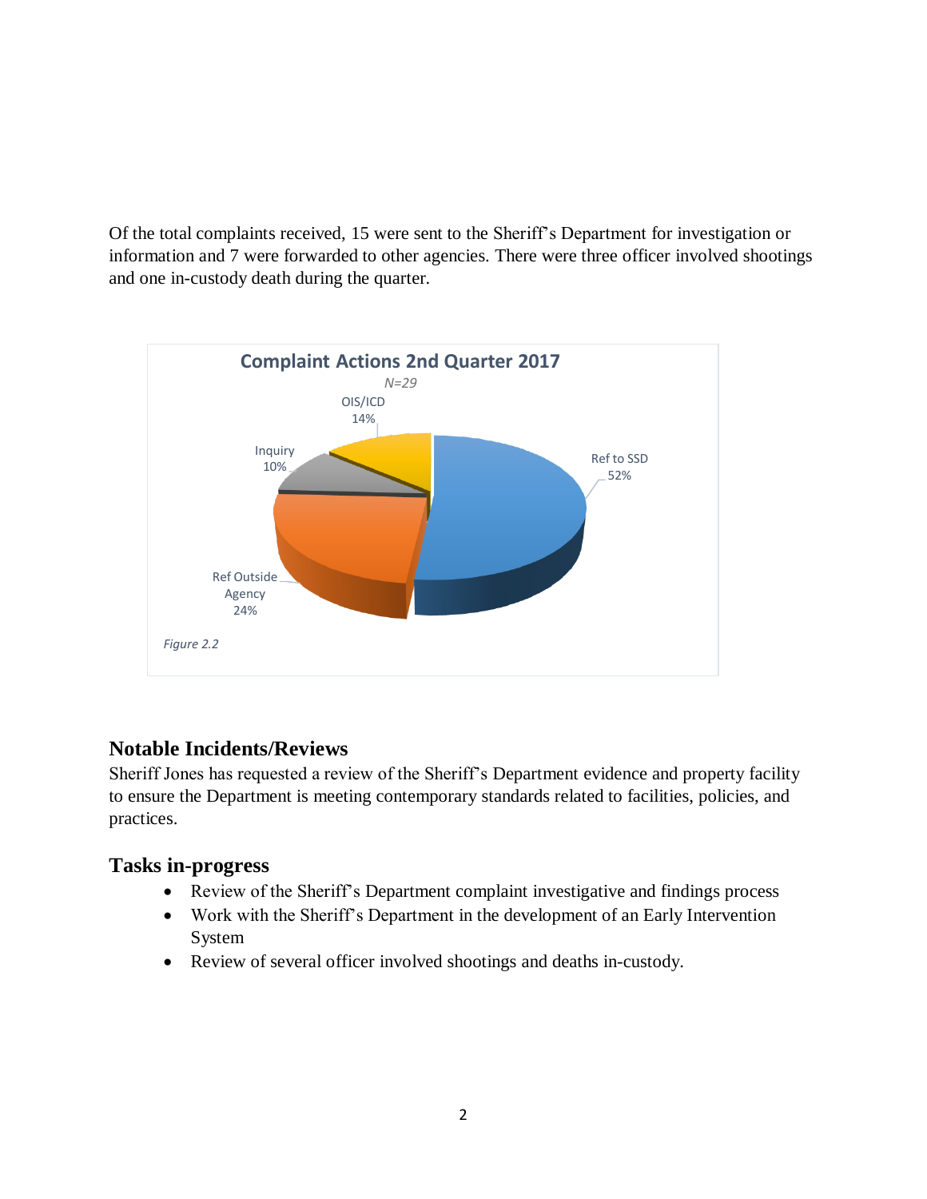Of the total complaints received, 15 were sent to the Sheriff's Department for investigation or information and 7 were forwarded to other agencies. There were three officer involved shootings and one in-custody death during the quarter.

Complaint Actions 2nd Quarter 2017

*N=29*

OIS/ICD
14%

Inquiry
10%

Ref to SSD
52%

Ref Outside Agency
24%

*Figure 2.2*

## Notable Incidents/Reviews

Sheriff Jones has requested a review of the Sheriff's Department evidence and property facility to ensure the Department is meeting contemporary standards related to facilities, policies, and practices.

## Tasks in-progress

- Review of the Sheriff's Department complaint investigative and findings process
- Work with the Sheriff's Department in the development of an Early Intervention System
- Review of several officer involved shootings and deaths in-custody.